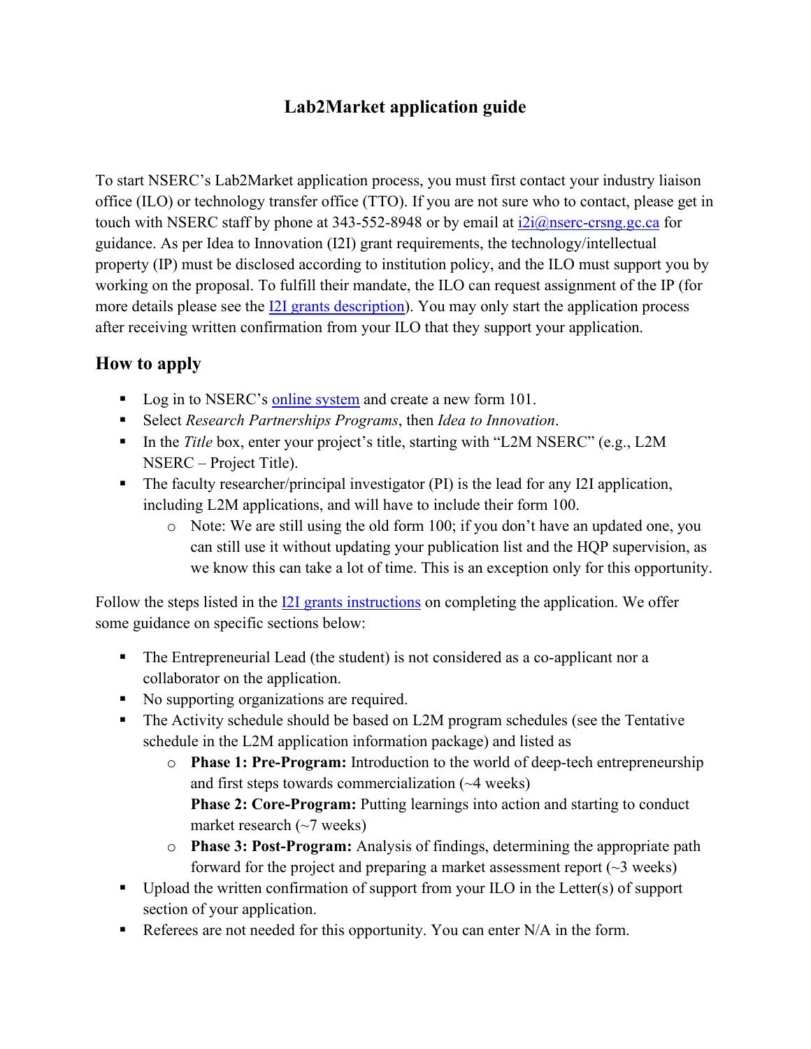# Lab2Market application guide

To start NSERC's Lab2Market application process, you must first contact your industry liaison office (ILO) or technology transfer office (TTO). If you are not sure who to contact, please get in touch with NSERC staff by phone at 343-552-8948 or by email at i2i@nserc-crsng.gc.ca for guidance. As per Idea to Innovation (I2I) grant requirements, the technology/intellectual property (IP) must be disclosed according to institution policy, and the ILO must support you by working on the proposal. To fulfill their mandate, the ILO can request assignment of the IP (for more details please see the I2I grants description). You may only start the application process after receiving written confirmation from your ILO that they support your application.

## How to apply

- Log in to NSERC's online system and create a new form 101.
- Select *Research Partnerships Programs*, then *Idea to Innovation*.
- In the *Title* box, enter your project's title, starting with "L2M NSERC" (e.g., L2M NSERC – Project Title).
- The faculty researcher/principal investigator (PI) is the lead for any I2I application, including L2M applications, and will have to include their form 100.
    - Note: We are still using the old form 100; if you don't have an updated one, you can still use it without updating your publication list and the HQP supervision, as we know this can take a lot of time. This is an exception only for this opportunity.

Follow the steps listed in the I2I grants instructions on completing the application. We offer some guidance on specific sections below:

- The Entrepreneurial Lead (the student) is not considered as a co-applicant nor a collaborator on the application.
- No supporting organizations are required.
- The Activity schedule should be based on L2M program schedules (see the Tentative schedule in the L2M application information package) and listed as
    - **Phase 1: Pre-Program:** Introduction to the world of deep-tech entrepreneurship and first steps towards commercialization (~4 weeks)
      **Phase 2: Core-Program:** Putting learnings into action and starting to conduct market research (~7 weeks)
    - **Phase 3: Post-Program:** Analysis of findings, determining the appropriate path forward for the project and preparing a market assessment report (~3 weeks)
- Upload the written confirmation of support from your ILO in the Letter(s) of support section of your application.
- Referees are not needed for this opportunity. You can enter N/A in the form.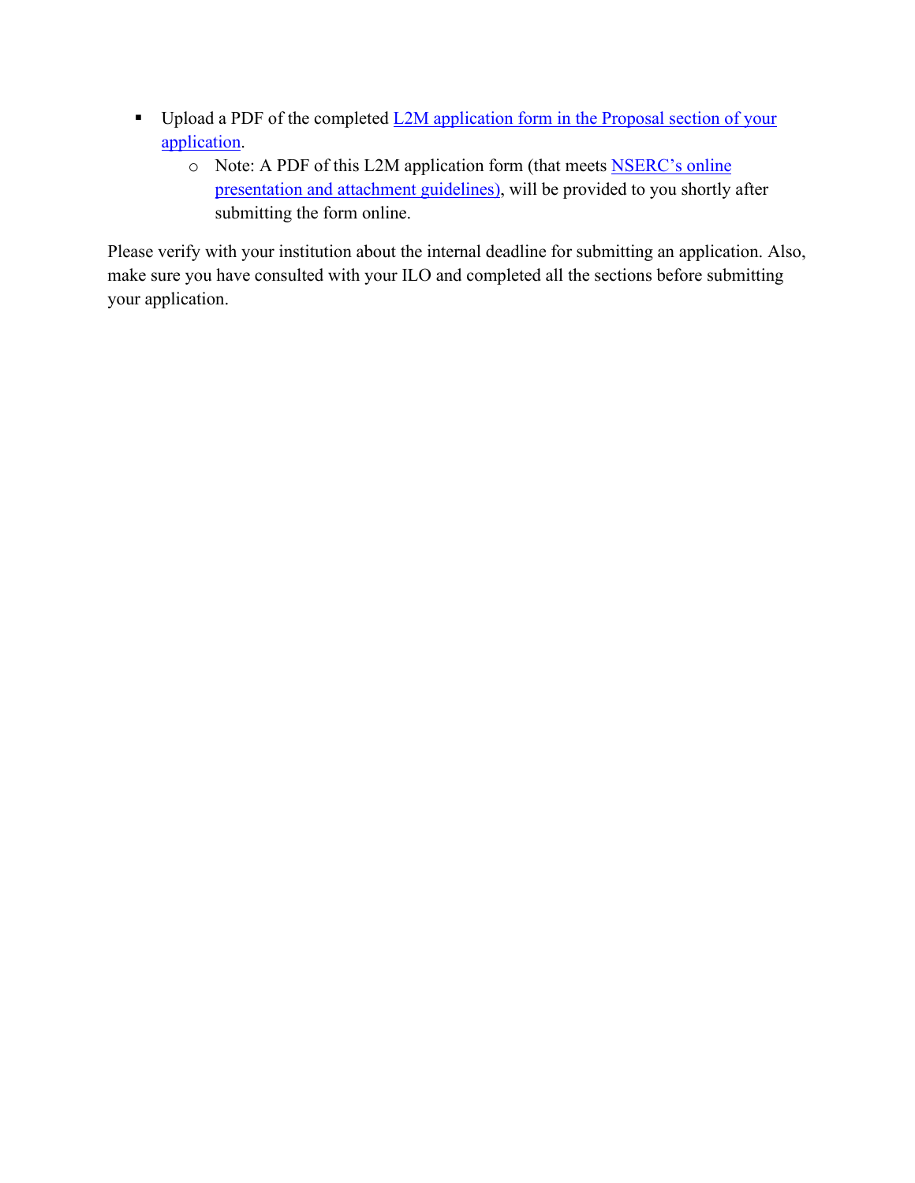- Upload a PDF of the completed L2M application form in the Proposal section of your application.
  - Note: A PDF of this L2M application form (that meets NSERC's online presentation and attachment guidelines), will be provided to you shortly after submitting the form online.

Please verify with your institution about the internal deadline for submitting an application. Also, make sure you have consulted with your ILO and completed all the sections before submitting your application.